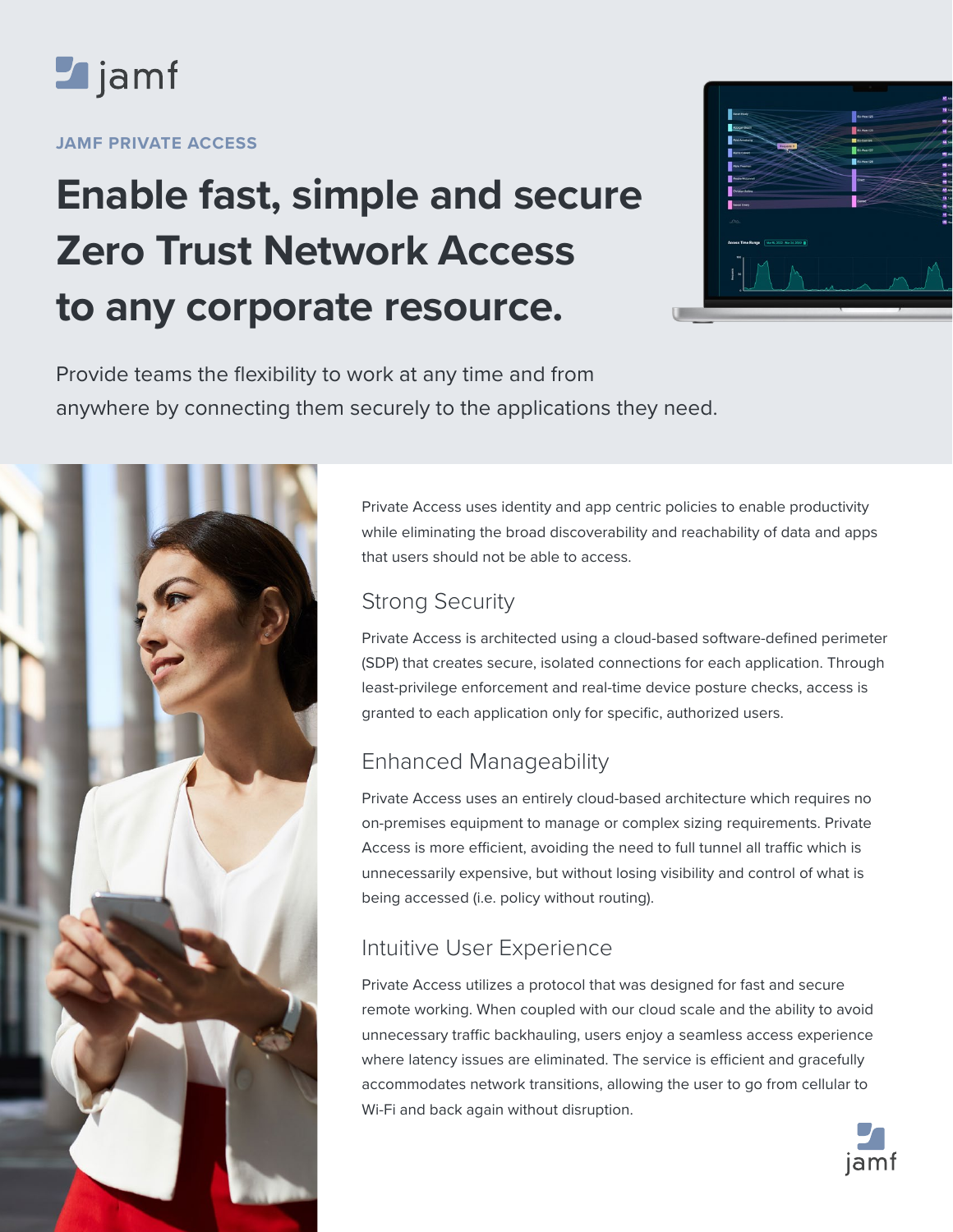JAMF PRIVATE ACCESS

# Enable fast, simple and secure Zero Trust Network Access to any corporate resource.

Provide teams the flexibility to work at any time and from anywhere by connecting them securely to the applications they need.

Private Access uses identity and app centric policies to enable productivity while eliminating the broad discoverability and reachability of data and apps that users should not be able to access.

## Strong Security

Private Access is architected using a cloud-based software-defined perimeter (SDP) that creates secure, isolated connections for each application. Through least-privilege enforcement and real-time device posture checks, access is granted to each application only for specific, authorized users.

## Enhanced Manageability

Private Access uses an entirely cloud-based architecture which requires no on-premises equipment to manage or complex sizing requirements. Private Access is more efficient, avoiding the need to full tunnel all traffic which is unnecessarily expensive, but without losing visibility and control of what is being accessed (i.e. policy without routing).

## Intuitive User Experience

Private Access utilizes a protocol that was designed for fast and secure remote working. When coupled with our cloud scale and the ability to avoid unnecessary traffic backhauling, users enjoy a seamless access experience where latency issues are eliminated. The service is efficient and gracefully accommodates network transitions, allowing the user to go from cellular to Wi-Fi and back again without disruption.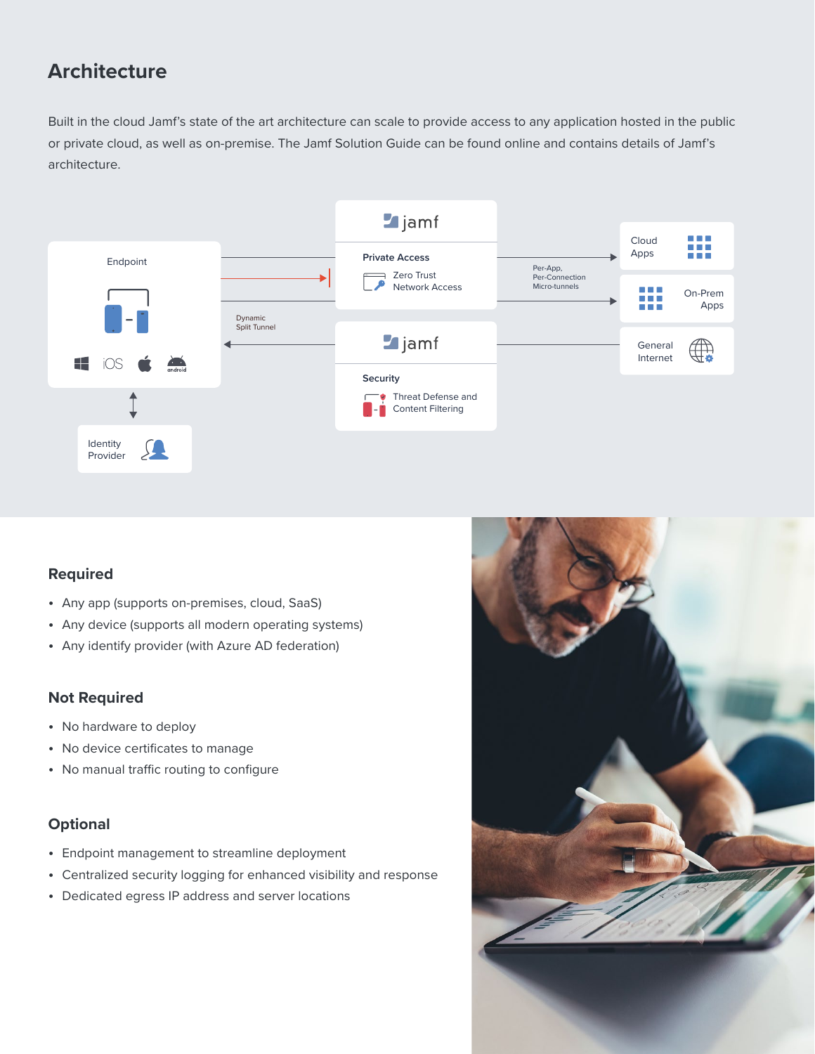## Architecture

Built in the cloud Jamf's state of the art architecture can scale to provide access to any application hosted in the public or private cloud, as well as on-premise. The Jamf Solution Guide can be found online and contains details of Jamf's architecture.

Endpoint

Dynamic Split Tunnel

Identity Provider

jamf

Private Access

Zero Trust Network Access

jamf

Security

Threat Defense and Content Filtering

Per-App, Per-Connection Micro-tunnels

Cloud Apps

On-Prem Apps

General Internet

### Required

- Any app (supports on-premises, cloud, SaaS)
- Any device (supports all modern operating systems)
- Any identify provider (with Azure AD federation)

### Not Required

- No hardware to deploy
- No device certificates to manage
- No manual traffic routing to configure

### Optional

- Endpoint management to streamline deployment
- Centralized security logging for enhanced visibility and response
- Dedicated egress IP address and server locations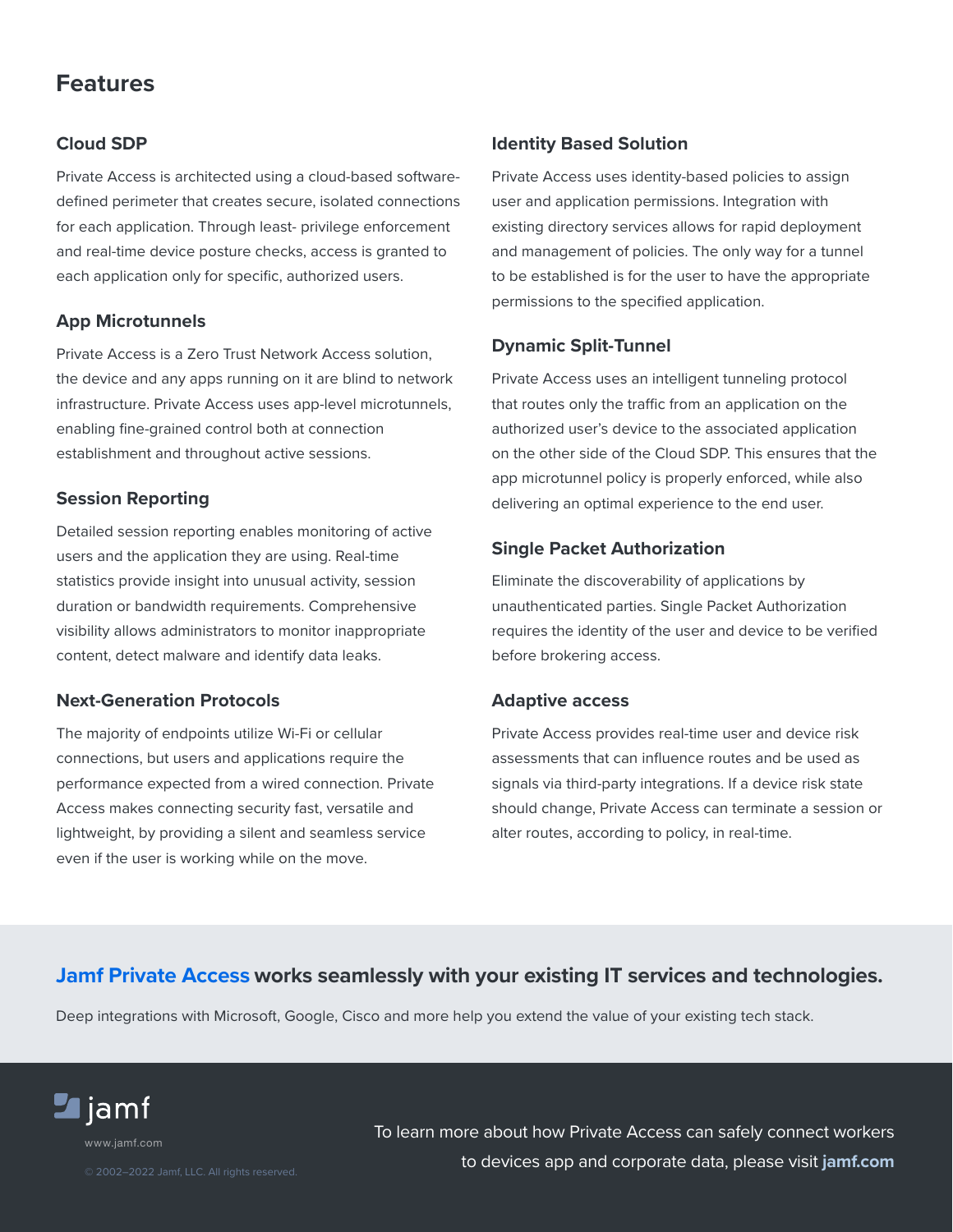## Features

### Cloud SDP

Private Access is architected using a cloud-based software-defined perimeter that creates secure, isolated connections for each application. Through least- privilege enforcement and real-time device posture checks, access is granted to each application only for specific, authorized users.

### App Microtunnels

Private Access is a Zero Trust Network Access solution, the device and any apps running on it are blind to network infrastructure. Private Access uses app-level microtunnels, enabling fine-grained control both at connection establishment and throughout active sessions.

### Session Reporting

Detailed session reporting enables monitoring of active users and the application they are using. Real-time statistics provide insight into unusual activity, session duration or bandwidth requirements. Comprehensive visibility allows administrators to monitor inappropriate content, detect malware and identify data leaks.

### Next-Generation Protocols

The majority of endpoints utilize Wi-Fi or cellular connections, but users and applications require the performance expected from a wired connection. Private Access makes connecting security fast, versatile and lightweight, by providing a silent and seamless service even if the user is working while on the move.

### Identity Based Solution

Private Access uses identity-based policies to assign user and application permissions. Integration with existing directory services allows for rapid deployment and management of policies. The only way for a tunnel to be established is for the user to have the appropriate permissions to the specified application.

### Dynamic Split-Tunnel

Private Access uses an intelligent tunneling protocol that routes only the traffic from an application on the authorized user's device to the associated application on the other side of the Cloud SDP. This ensures that the app microtunnel policy is properly enforced, while also delivering an optimal experience to the end user.

### Single Packet Authorization

Eliminate the discoverability of applications by unauthenticated parties. Single Packet Authorization requires the identity of the user and device to be verified before brokering access.

### Adaptive access

Private Access provides real-time user and device risk assessments that can influence routes and be used as signals via third-party integrations. If a device risk state should change, Private Access can terminate a session or alter routes, according to policy, in real-time.

## Jamf Private Access works seamlessly with your existing IT services and technologies.

Deep integrations with Microsoft, Google, Cisco and more help you extend the value of your existing tech stack.

jamf

www.jamf.com

© 2002–2022 Jamf, LLC. All rights reserved.

To learn more about how Private Access can safely connect workers to devices app and corporate data, please visit **jamf.com**